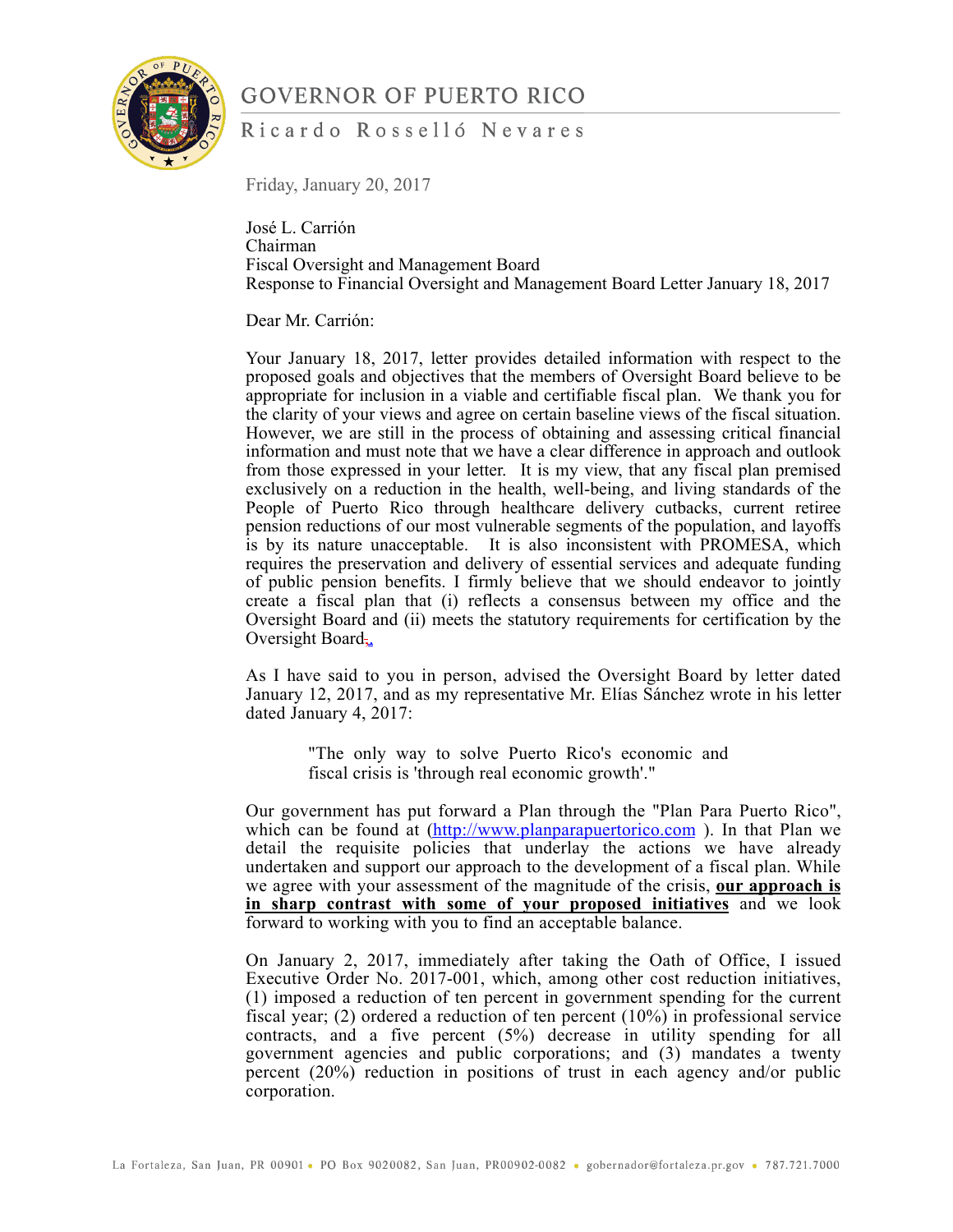# GOVERNOR OF PUERTO RICO

Ricardo Rosselló Nevares

Friday, January 20, 2017

José L. Carrión
Chairman
Fiscal Oversight and Management Board
Response to Financial Oversight and Management Board Letter January 18, 2017

Dear Mr. Carrión:

Your January 18, 2017, letter provides detailed information with respect to the proposed goals and objectives that the members of Oversight Board believe to be appropriate for inclusion in a viable and certifiable fiscal plan. We thank you for the clarity of your views and agree on certain baseline views of the fiscal situation. However, we are still in the process of obtaining and assessing critical financial information and must note that we have a clear difference in approach and outlook from those expressed in your letter. It is my view, that any fiscal plan premised exclusively on a reduction in the health, well-being, and living standards of the People of Puerto Rico through healthcare delivery cutbacks, current retiree pension reductions of our most vulnerable segments of the population, and layoffs is by its nature unacceptable. It is also inconsistent with PROMESA, which requires the preservation and delivery of essential services and adequate funding of public pension benefits. I firmly believe that we should endeavor to jointly create a fiscal plan that (i) reflects a consensus between my office and the Oversight Board and (ii) meets the statutory requirements for certification by the Oversight Board.

As I have said to you in person, advised the Oversight Board by letter dated January 12, 2017, and as my representative Mr. Elías Sánchez wrote in his letter dated January 4, 2017:

> "The only way to solve Puerto Rico's economic and fiscal crisis is 'through real economic growth'."

Our government has put forward a Plan through the "Plan Para Puerto Rico", which can be found at (http://www.planparapuertorico.com ). In that Plan we detail the requisite policies that underlay the actions we have already undertaken and support our approach to the development of a fiscal plan. While we agree with your assessment of the magnitude of the crisis, **our approach is in sharp contrast with some of your proposed initiatives** and we look forward to working with you to find an acceptable balance.

On January 2, 2017, immediately after taking the Oath of Office, I issued Executive Order No. 2017-001, which, among other cost reduction initiatives, (1) imposed a reduction of ten percent in government spending for the current fiscal year; (2) ordered a reduction of ten percent (10%) in professional service contracts, and a five percent (5%) decrease in utility spending for all government agencies and public corporations; and (3) mandates a twenty percent (20%) reduction in positions of trust in each agency and/or public corporation.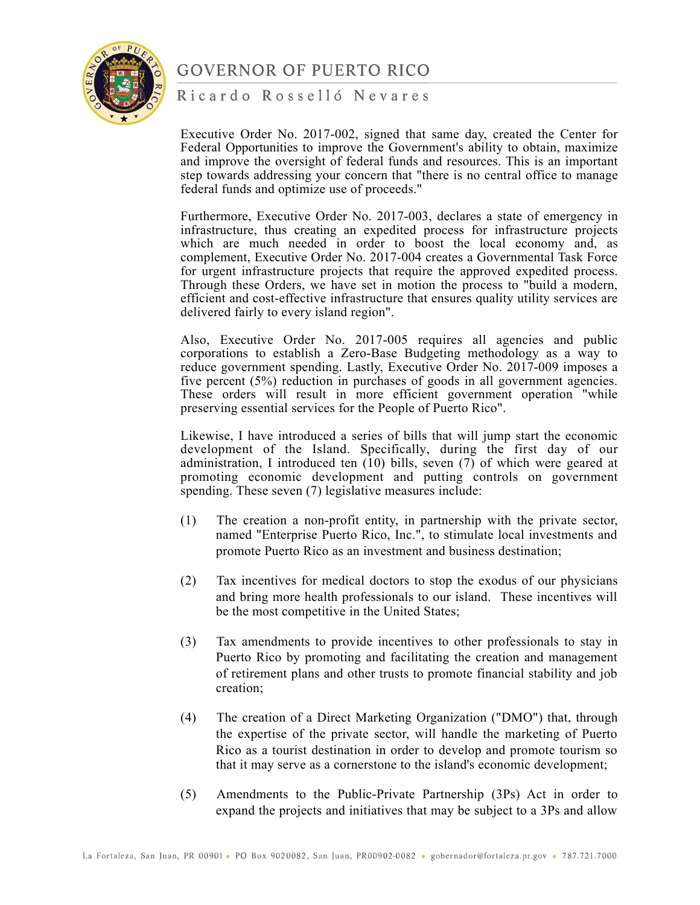Executive Order No. 2017-002, signed that same day, created the Center for Federal Opportunities to improve the Government's ability to obtain, maximize and improve the oversight of federal funds and resources. This is an important step towards addressing your concern that "there is no central office to manage federal funds and optimize use of proceeds."

Furthermore, Executive Order No. 2017-003, declares a state of emergency in infrastructure, thus creating an expedited process for infrastructure projects which are much needed in order to boost the local economy and, as complement, Executive Order No. 2017-004 creates a Governmental Task Force for urgent infrastructure projects that require the approved expedited process. Through these Orders, we have set in motion the process to "build a modern, efficient and cost-effective infrastructure that ensures quality utility services are delivered fairly to every island region".

Also, Executive Order No. 2017-005 requires all agencies and public corporations to establish a Zero-Base Budgeting methodology as a way to reduce government spending. Lastly, Executive Order No. 2017-009 imposes a five percent (5%) reduction in purchases of goods in all government agencies. These orders will result in more efficient government operation "while preserving essential services for the People of Puerto Rico".

Likewise, I have introduced a series of bills that will jump start the economic development of the Island. Specifically, during the first day of our administration, I introduced ten (10) bills, seven (7) of which were geared at promoting economic development and putting controls on government spending. These seven (7) legislative measures include:

(1) The creation a non-profit entity, in partnership with the private sector, named "Enterprise Puerto Rico, Inc.", to stimulate local investments and promote Puerto Rico as an investment and business destination;

(2) Tax incentives for medical doctors to stop the exodus of our physicians and bring more health professionals to our island. These incentives will be the most competitive in the United States;

(3) Tax amendments to provide incentives to other professionals to stay in Puerto Rico by promoting and facilitating the creation and management of retirement plans and other trusts to promote financial stability and job creation;

(4) The creation of a Direct Marketing Organization ("DMO") that, through the expertise of the private sector, will handle the marketing of Puerto Rico as a tourist destination in order to develop and promote tourism so that it may serve as a cornerstone to the island's economic development;

(5) Amendments to the Public-Private Partnership (3Ps) Act in order to expand the projects and initiatives that may be subject to a 3Ps and allow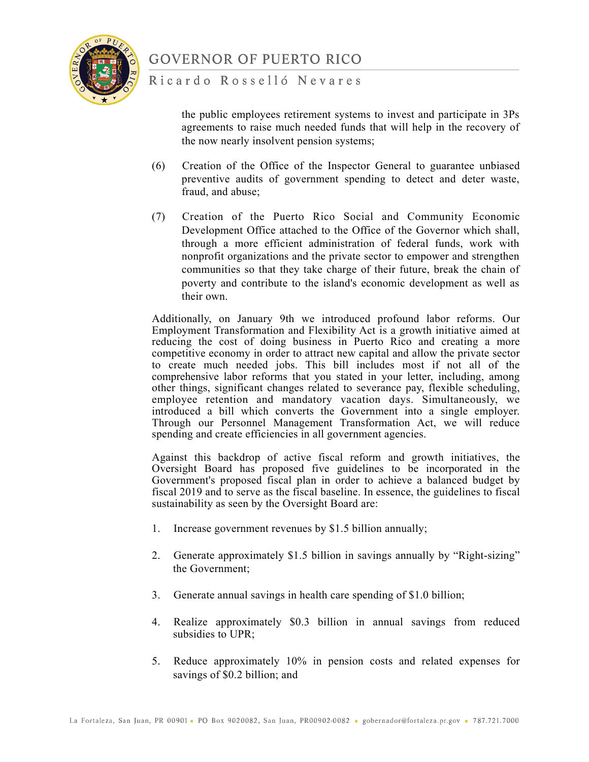the public employees retirement systems to invest and participate in 3Ps agreements to raise much needed funds that will help in the recovery of the now nearly insolvent pension systems;

(6) Creation of the Office of the Inspector General to guarantee unbiased preventive audits of government spending to detect and deter waste, fraud, and abuse;

(7) Creation of the Puerto Rico Social and Community Economic Development Office attached to the Office of the Governor which shall, through a more efficient administration of federal funds, work with nonprofit organizations and the private sector to empower and strengthen communities so that they take charge of their future, break the chain of poverty and contribute to the island's economic development as well as their own.

Additionally, on January 9th we introduced profound labor reforms. Our Employment Transformation and Flexibility Act is a growth initiative aimed at reducing the cost of doing business in Puerto Rico and creating a more competitive economy in order to attract new capital and allow the private sector to create much needed jobs. This bill includes most if not all of the comprehensive labor reforms that you stated in your letter, including, among other things, significant changes related to severance pay, flexible scheduling, employee retention and mandatory vacation days. Simultaneously, we introduced a bill which converts the Government into a single employer. Through our Personnel Management Transformation Act, we will reduce spending and create efficiencies in all government agencies.

Against this backdrop of active fiscal reform and growth initiatives, the Oversight Board has proposed five guidelines to be incorporated in the Government's proposed fiscal plan in order to achieve a balanced budget by fiscal 2019 and to serve as the fiscal baseline. In essence, the guidelines to fiscal sustainability as seen by the Oversight Board are:

1. Increase government revenues by $1.5 billion annually;

2. Generate approximately $1.5 billion in savings annually by "Right-sizing" the Government;

3. Generate annual savings in health care spending of $1.0 billion;

4. Realize approximately $0.3 billion in annual savings from reduced subsidies to UPR;

5. Reduce approximately 10% in pension costs and related expenses for savings of $0.2 billion; and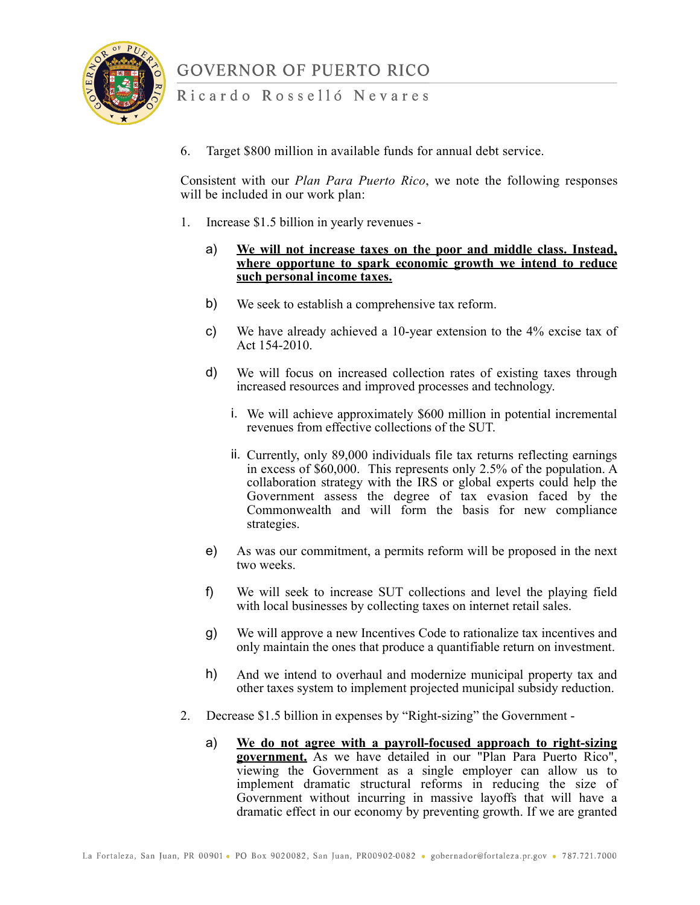6. Target $800 million in available funds for annual debt service.

Consistent with our *Plan Para Puerto Rico*, we note the following responses will be included in our work plan:

1. Increase $1.5 billion in yearly revenues -

   a) <u>**We will not increase taxes on the poor and middle class. Instead, where opportune to spark economic growth we intend to reduce such personal income taxes.**</u>

   b) We seek to establish a comprehensive tax reform.

   c) We have already achieved a 10-year extension to the 4% excise tax of Act 154-2010.

   d) We will focus on increased collection rates of existing taxes through increased resources and improved processes and technology.

      i. We will achieve approximately $600 million in potential incremental revenues from effective collections of the SUT.

      ii. Currently, only 89,000 individuals file tax returns reflecting earnings in excess of $60,000. This represents only 2.5% of the population. A collaboration strategy with the IRS or global experts could help the Government assess the degree of tax evasion faced by the Commonwealth and will form the basis for new compliance strategies.

   e) As was our commitment, a permits reform will be proposed in the next two weeks.

   f) We will seek to increase SUT collections and level the playing field with local businesses by collecting taxes on internet retail sales.

   g) We will approve a new Incentives Code to rationalize tax incentives and only maintain the ones that produce a quantifiable return on investment.

   h) And we intend to overhaul and modernize municipal property tax and other taxes system to implement projected municipal subsidy reduction.

2. Decrease $1.5 billion in expenses by "Right-sizing" the Government -

   a) <u>**We do not agree with a payroll-focused approach to right-sizing government.**</u> As we have detailed in our "Plan Para Puerto Rico", viewing the Government as a single employer can allow us to implement dramatic structural reforms in reducing the size of Government without incurring in massive layoffs that will have a dramatic effect in our economy by preventing growth. If we are granted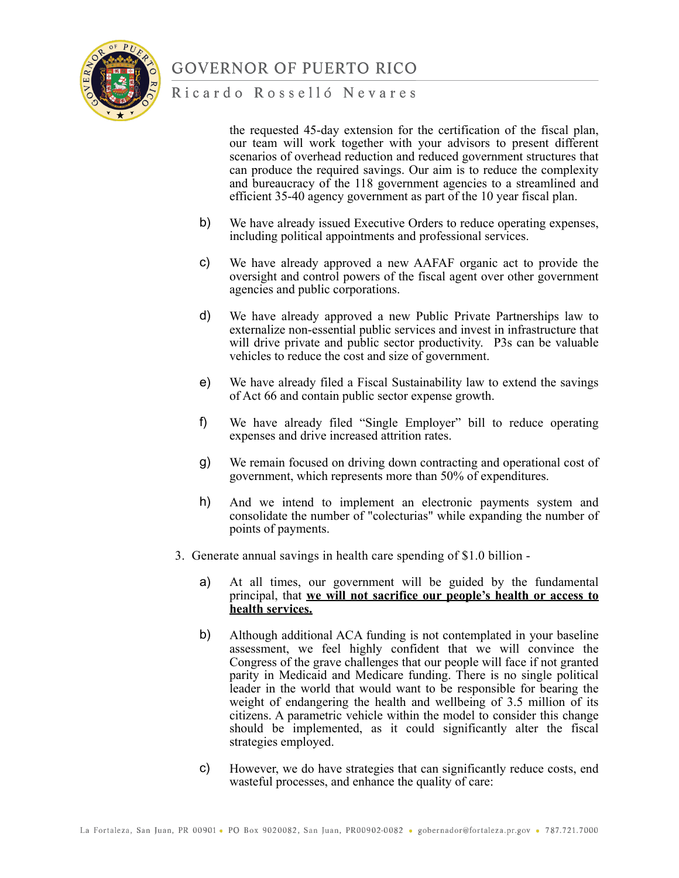the requested 45-day extension for the certification of the fiscal plan, our team will work together with your advisors to present different scenarios of overhead reduction and reduced government structures that can produce the required savings. Our aim is to reduce the complexity and bureaucracy of the 118 government agencies to a streamlined and efficient 35-40 agency government as part of the 10 year fiscal plan.

b) We have already issued Executive Orders to reduce operating expenses, including political appointments and professional services.

c) We have already approved a new AAFAF organic act to provide the oversight and control powers of the fiscal agent over other government agencies and public corporations.

d) We have already approved a new Public Private Partnerships law to externalize non-essential public services and invest in infrastructure that will drive private and public sector productivity. P3s can be valuable vehicles to reduce the cost and size of government.

e) We have already filed a Fiscal Sustainability law to extend the savings of Act 66 and contain public sector expense growth.

f) We have already filed "Single Employer" bill to reduce operating expenses and drive increased attrition rates.

g) We remain focused on driving down contracting and operational cost of government, which represents more than 50% of expenditures.

h) And we intend to implement an electronic payments system and consolidate the number of "colecturias" while expanding the number of points of payments.

3. Generate annual savings in health care spending of $1.0 billion -

a) At all times, our government will be guided by the fundamental principal, that **<u>we will not sacrifice our people's health or access to health services.</u>**

b) Although additional ACA funding is not contemplated in your baseline assessment, we feel highly confident that we will convince the Congress of the grave challenges that our people will face if not granted parity in Medicaid and Medicare funding. There is no single political leader in the world that would want to be responsible for bearing the weight of endangering the health and wellbeing of 3.5 million of its citizens. A parametric vehicle within the model to consider this change should be implemented, as it could significantly alter the fiscal strategies employed.

c) However, we do have strategies that can significantly reduce costs, end wasteful processes, and enhance the quality of care: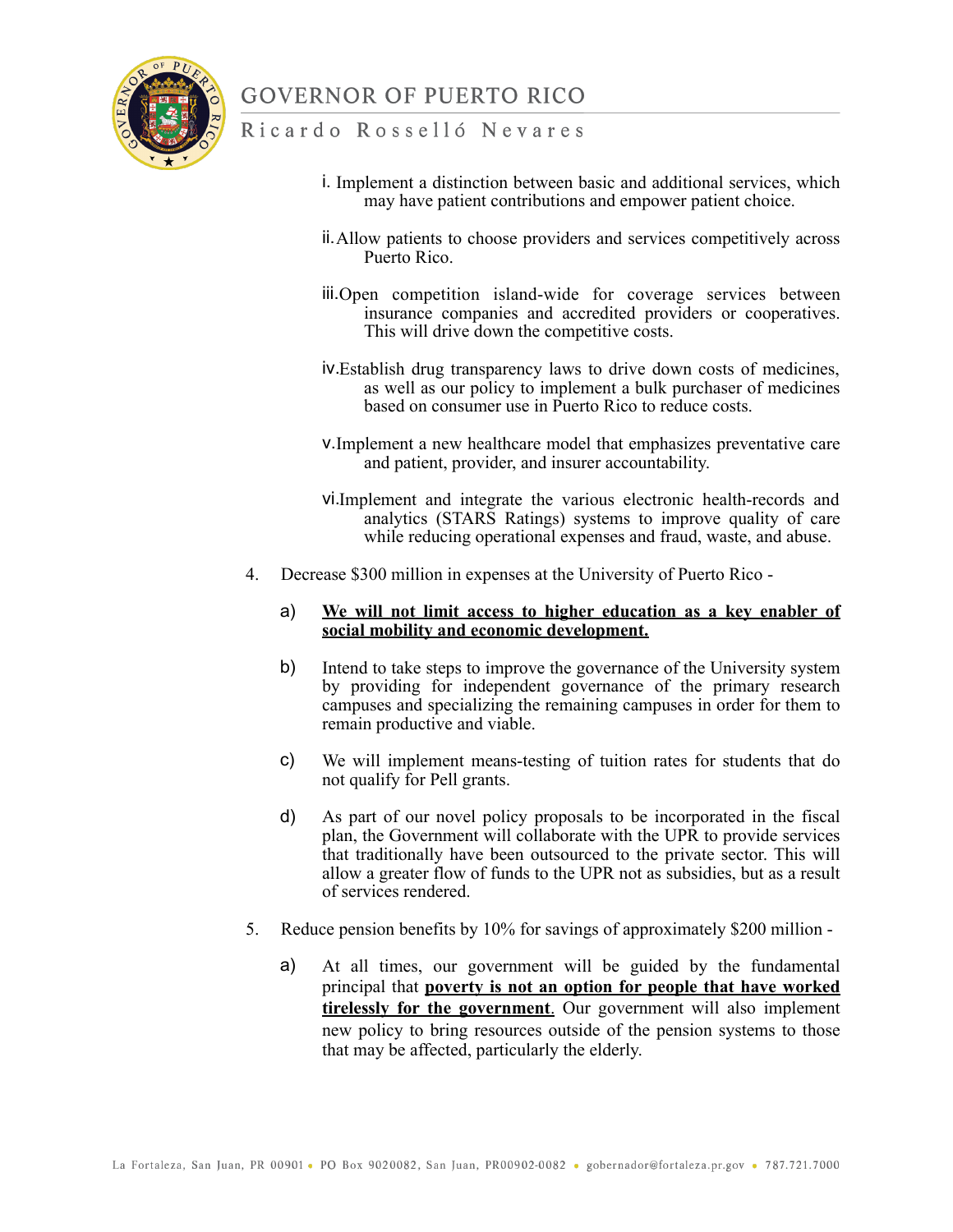i. Implement a distinction between basic and additional services, which may have patient contributions and empower patient choice.

ii. Allow patients to choose providers and services competitively across Puerto Rico.

iii. Open competition island-wide for coverage services between insurance companies and accredited providers or cooperatives. This will drive down the competitive costs.

iv. Establish drug transparency laws to drive down costs of medicines, as well as our policy to implement a bulk purchaser of medicines based on consumer use in Puerto Rico to reduce costs.

v. Implement a new healthcare model that emphasizes preventative care and patient, provider, and insurer accountability.

vi. Implement and integrate the various electronic health-records and analytics (STARS Ratings) systems to improve quality of care while reducing operational expenses and fraud, waste, and abuse.

4. Decrease $300 million in expenses at the University of Puerto Rico -

   a) **<u>We will not limit access to higher education as a key enabler of social mobility and economic development.</u>**

   b) Intend to take steps to improve the governance of the University system by providing for independent governance of the primary research campuses and specializing the remaining campuses in order for them to remain productive and viable.

   c) We will implement means-testing of tuition rates for students that do not qualify for Pell grants.

   d) As part of our novel policy proposals to be incorporated in the fiscal plan, the Government will collaborate with the UPR to provide services that traditionally have been outsourced to the private sector. This will allow a greater flow of funds to the UPR not as subsidies, but as a result of services rendered.

5. Reduce pension benefits by 10% for savings of approximately $200 million -

   a) At all times, our government will be guided by the fundamental principal that **<u>poverty is not an option for people that have worked tirelessly for the government</u>**. Our government will also implement new policy to bring resources outside of the pension systems to those that may be affected, particularly the elderly.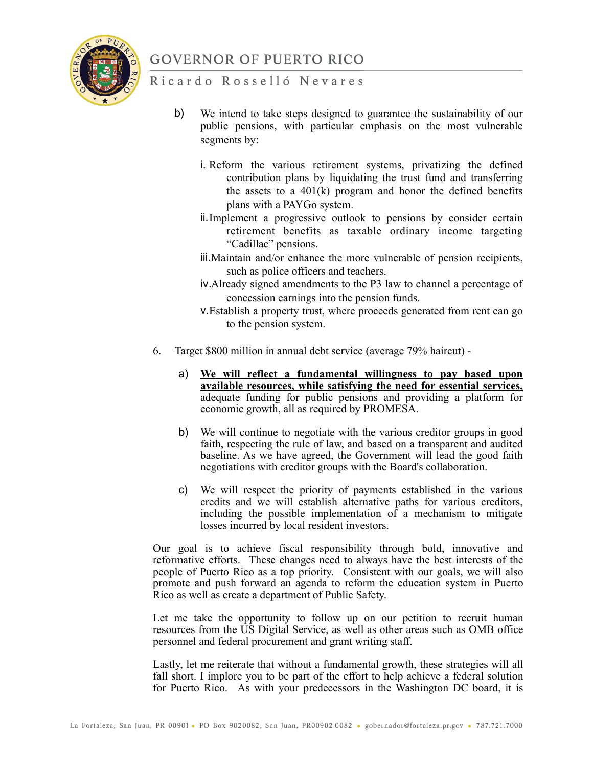b) We intend to take steps designed to guarantee the sustainability of our public pensions, with particular emphasis on the most vulnerable segments by:

   i. Reform the various retirement systems, privatizing the defined contribution plans by liquidating the trust fund and transferring the assets to a 401(k) program and honor the defined benefits plans with a PAYGo system.
   ii. Implement a progressive outlook to pensions by consider certain retirement benefits as taxable ordinary income targeting "Cadillac" pensions.
   iii. Maintain and/or enhance the more vulnerable of pension recipients, such as police officers and teachers.
   iv. Already signed amendments to the P3 law to channel a percentage of concession earnings into the pension funds.
   v. Establish a property trust, where proceeds generated from rent can go to the pension system.

6. Target $800 million in annual debt service (average 79% haircut) -

   a) **<u>We will reflect a fundamental willingness to pay based upon available resources, while satisfying the need for essential services,</u>** adequate funding for public pensions and providing a platform for economic growth, all as required by PROMESA.

   b) We will continue to negotiate with the various creditor groups in good faith, respecting the rule of law, and based on a transparent and audited baseline. As we have agreed, the Government will lead the good faith negotiations with creditor groups with the Board's collaboration.

   c) We will respect the priority of payments established in the various credits and we will establish alternative paths for various creditors, including the possible implementation of a mechanism to mitigate losses incurred by local resident investors.

Our goal is to achieve fiscal responsibility through bold, innovative and reformative efforts. These changes need to always have the best interests of the people of Puerto Rico as a top priority. Consistent with our goals, we will also promote and push forward an agenda to reform the education system in Puerto Rico as well as create a department of Public Safety.

Let me take the opportunity to follow up on our petition to recruit human resources from the US Digital Service, as well as other areas such as OMB office personnel and federal procurement and grant writing staff.

Lastly, let me reiterate that without a fundamental growth, these strategies will all fall short. I implore you to be part of the effort to help achieve a federal solution for Puerto Rico. As with your predecessors in the Washington DC board, it is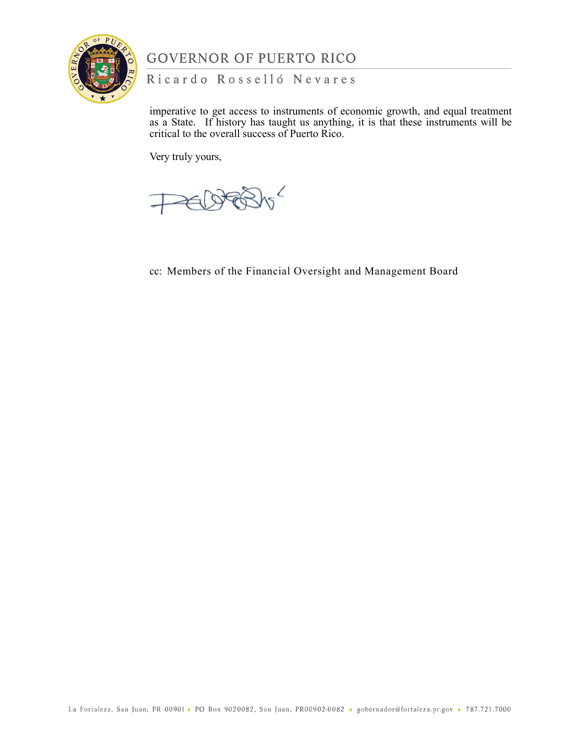imperative to get access to instruments of economic growth, and equal treatment as a State. If history has taught us anything, it is that these instruments will be critical to the overall success of Puerto Rico.

Very truly yours,

cc: Members of the Financial Oversight and Management Board